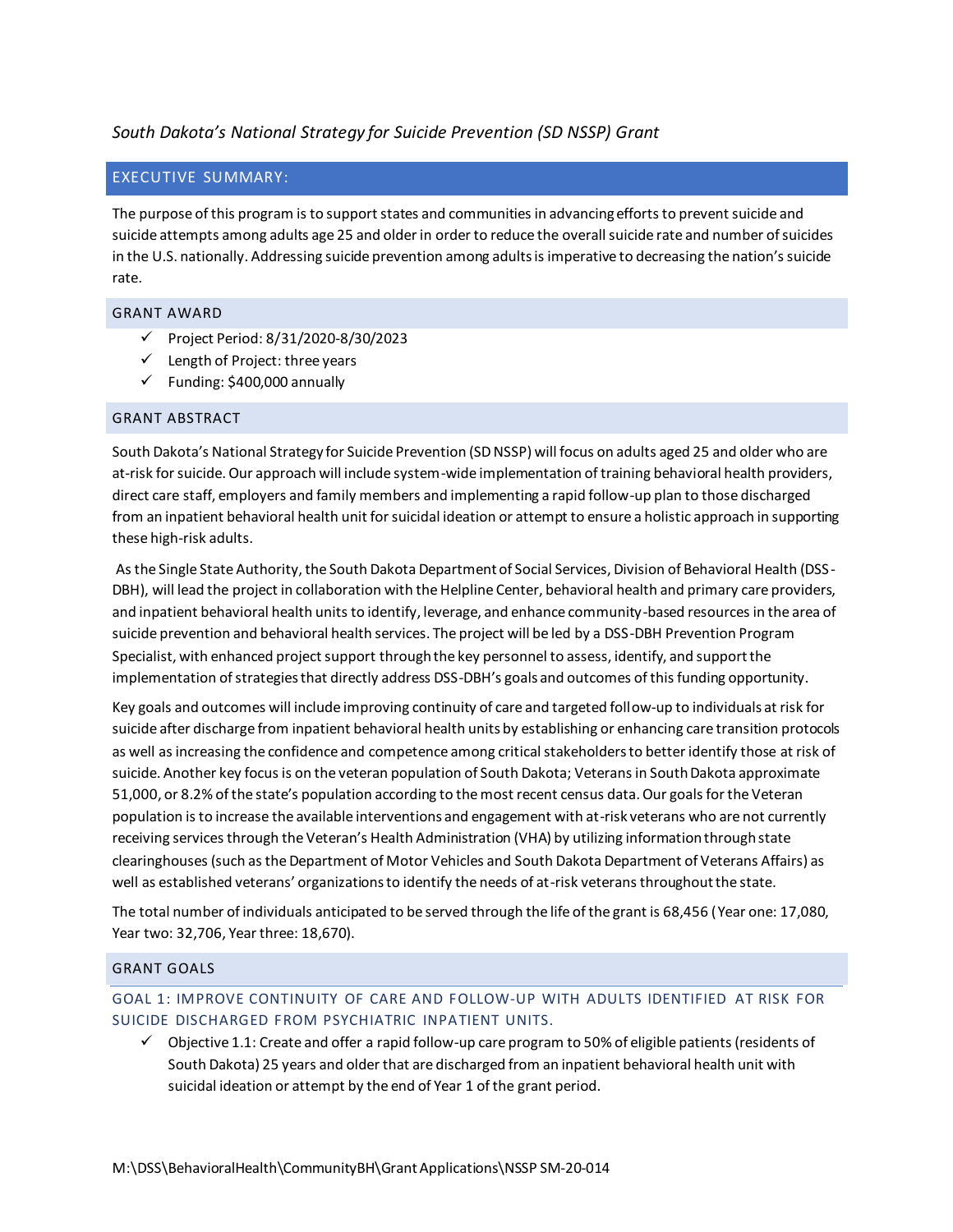*South Dakota's National Strategy for Suicide Prevention (SD NSSP) Grant*

## EXECUTIVE SUMMARY:

The purpose of this program is to support states and communities in advancing efforts to prevent suicide and suicide attempts among adults age 25 and older in order to reduce the overall suicide rate and number of suicides in the U.S. nationally. Addressing suicide prevention among adults is imperative to decreasing the nation's suicide rate.

### GRANT AWARD

- ✓ Project Period: 8/31/2020-8/30/2023
- ✓ Length of Project: three years
- ✓ Funding: $400,000 annually

### GRANT ABSTRACT

South Dakota's National Strategy for Suicide Prevention (SD NSSP) will focus on adults aged 25 and older who are at-risk for suicide. Our approach will include system-wide implementation of training behavioral health providers, direct care staff, employers and family members and implementing a rapid follow-up plan to those discharged from an inpatient behavioral health unit for suicidal ideation or attempt to ensure a holistic approach in supporting these high-risk adults.

As the Single State Authority, the South Dakota Department of Social Services, Division of Behavioral Health (DSS-DBH), will lead the project in collaboration with the Helpline Center, behavioral health and primary care providers, and inpatient behavioral health units to identify, leverage, and enhance community-based resources in the area of suicide prevention and behavioral health services. The project will be led by a DSS-DBH Prevention Program Specialist, with enhanced project support through the key personnel to assess, identify, and support the implementation of strategies that directly address DSS-DBH's goals and outcomes of this funding opportunity.

Key goals and outcomes will include improving continuity of care and targeted follow-up to individuals at risk for suicide after discharge from inpatient behavioral health units by establishing or enhancing care transition protocols as well as increasing the confidence and competence among critical stakeholders to better identify those at risk of suicide. Another key focus is on the veteran population of South Dakota; Veterans in South Dakota approximate 51,000, or 8.2% of the state's population according to the most recent census data. Our goals for the Veteran population is to increase the available interventions and engagement with at-risk veterans who are not currently receiving services through the Veteran's Health Administration (VHA) by utilizing information through state clearinghouses (such as the Department of Motor Vehicles and South Dakota Department of Veterans Affairs) as well as established veterans' organizations to identify the needs of at-risk veterans throughout the state.

The total number of individuals anticipated to be served through the life of the grant is 68,456 (Year one: 17,080, Year two: 32,706, Year three: 18,670).

### GRANT GOALS

#### GOAL 1: IMPROVE CONTINUITY OF CARE AND FOLLOW-UP WITH ADULTS IDENTIFIED AT RISK FOR SUICIDE DISCHARGED FROM PSYCHIATRIC INPATIENT UNITS.

- ✓ Objective 1.1: Create and offer a rapid follow-up care program to 50% of eligible patients (residents of South Dakota) 25 years and older that are discharged from an inpatient behavioral health unit with suicidal ideation or attempt by the end of Year 1 of the grant period.

M:\DSS\BehavioralHealth\CommunityBH\Grant Applications\NSSP SM-20-014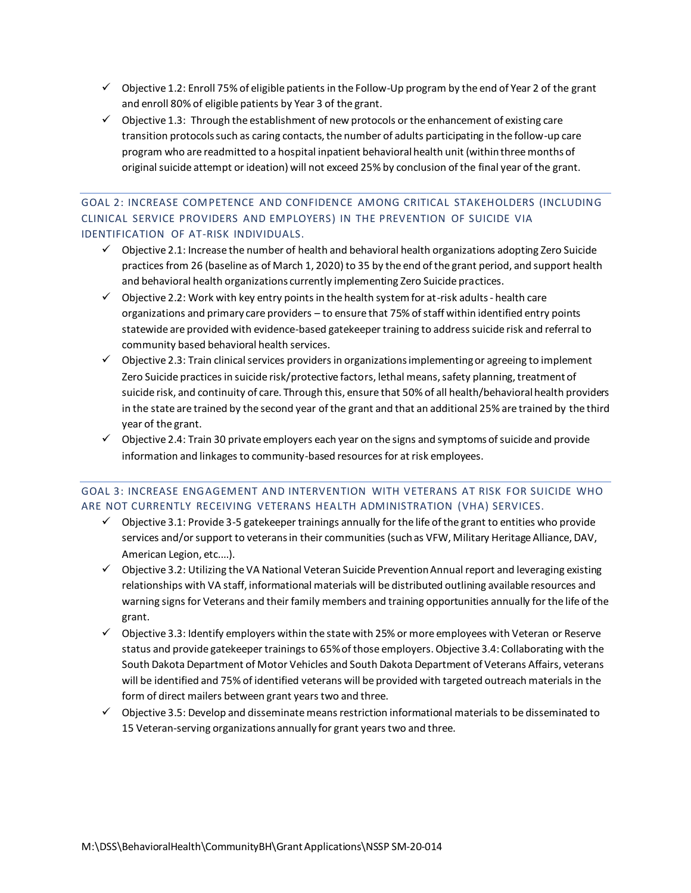- ✓ Objective 1.2: Enroll 75% of eligible patients in the Follow-Up program by the end of Year 2 of the grant and enroll 80% of eligible patients by Year 3 of the grant.
- ✓ Objective 1.3: Through the establishment of new protocols or the enhancement of existing care transition protocols such as caring contacts, the number of adults participating in the follow-up care program who are readmitted to a hospital inpatient behavioral health unit (within three months of original suicide attempt or ideation) will not exceed 25% by conclusion of the final year of the grant.

## GOAL 2: INCREASE COMPETENCE AND CONFIDENCE AMONG CRITICAL STAKEHOLDERS (INCLUDING CLINICAL SERVICE PROVIDERS AND EMPLOYERS) IN THE PREVENTION OF SUICIDE VIA IDENTIFICATION OF AT-RISK INDIVIDUALS.

- ✓ Objective 2.1: Increase the number of health and behavioral health organizations adopting Zero Suicide practices from 26 (baseline as of March 1, 2020) to 35 by the end of the grant period, and support health and behavioral health organizations currently implementing Zero Suicide practices.
- ✓ Objective 2.2: Work with key entry points in the health system for at-risk adults - health care organizations and primary care providers – to ensure that 75% of staff within identified entry points statewide are provided with evidence-based gatekeeper training to address suicide risk and referral to community based behavioral health services.
- ✓ Objective 2.3: Train clinical services providers in organizations implementing or agreeing to implement Zero Suicide practices in suicide risk/protective factors, lethal means, safety planning, treatment of suicide risk, and continuity of care. Through this, ensure that 50% of all health/behavioral health providers in the state are trained by the second year of the grant and that an additional 25% are trained by the third year of the grant.
- ✓ Objective 2.4: Train 30 private employers each year on the signs and symptoms of suicide and provide information and linkages to community-based resources for at risk employees.

## GOAL 3: INCREASE ENGAGEMENT AND INTERVENTION WITH VETERANS AT RISK FOR SUICIDE WHO ARE NOT CURRENTLY RECEIVING VETERANS HEALTH ADMINISTRATION (VHA) SERVICES.

- ✓ Objective 3.1: Provide 3-5 gatekeeper trainings annually for the life of the grant to entities who provide services and/or support to veterans in their communities (such as VFW, Military Heritage Alliance, DAV, American Legion, etc.…).
- ✓ Objective 3.2: Utilizing the VA National Veteran Suicide Prevention Annual report and leveraging existing relationships with VA staff, informational materials will be distributed outlining available resources and warning signs for Veterans and their family members and training opportunities annually for the life of the grant.
- ✓ Objective 3.3: Identify employers within the state with 25% or more employees with Veteran or Reserve status and provide gatekeeper trainings to 65% of those employers. Objective 3.4: Collaborating with the South Dakota Department of Motor Vehicles and South Dakota Department of Veterans Affairs, veterans will be identified and 75% of identified veterans will be provided with targeted outreach materials in the form of direct mailers between grant years two and three.
- ✓ Objective 3.5: Develop and disseminate means restriction informational materials to be disseminated to 15 Veteran-serving organizations annually for grant years two and three.